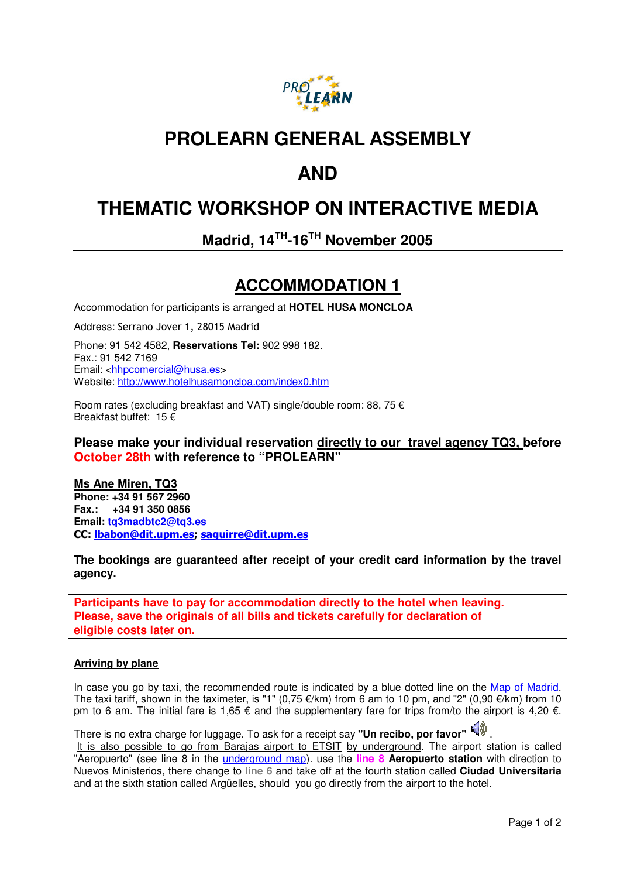# PROLEARN GENERAL ASSEMBLY

# AND

# THEMATIC WORKSHOP ON INTERACTIVE MEDIA

### Madrid, 14TH-16TH November 2005

## ACCOMMODATION 1

Accommodation for participants is arranged at **HOTEL HUSA MONCLOA**

Address: Serrano Jover 1, 28015 Madrid

Phone: 91 542 4582, **Reservations Tel:** 902 998 182.
Fax.: 91 542 7169
Email: <hhpcomercial@husa.es>
Website: http://www.hotelhusamoncloa.com/index0.htm

Room rates (excluding breakfast and VAT) single/double room: 88, 75 €
Breakfast buffet: 15 €

**Please make your individual reservation directly to our travel agency TQ3, before October 28th with reference to "PROLEARN"**

**Ms Ane Miren, TQ3**
**Phone: +34 91 567 2960**
**Fax.: +34 91 350 0856**
**Email: tq3madbtc2@tq3.es**
**CC: lbabon@dit.upm.es; saguirre@dit.upm.es**

**The bookings are guaranteed after receipt of your credit card information by the travel agency.**

**Participants have to pay for accommodation directly to the hotel when leaving. Please, save the originals of all bills and tickets carefully for declaration of eligible costs later on.**

**Arriving by plane**

In case you go by taxi, the recommended route is indicated by a blue dotted line on the Map of Madrid. The taxi tariff, shown in the taximeter, is "1" (0,75 €/km) from 6 am to 10 pm, and "2" (0,90 €/km) from 10 pm to 6 am. The initial fare is 1,65 € and the supplementary fare for trips from/to the airport is 4,20 €.

There is no extra charge for luggage. To ask for a receipt say **"Un recibo, por favor"**.
It is also possible to go from Barajas airport to ETSIT by underground. The airport station is called "Aeropuerto" (see line 8 in the underground map). use the **line 8** **Aeropuerto station** with direction to Nuevos Ministerios, there change to **line 6** and take off at the fourth station called **Ciudad Universitaria** and at the sixth station called Argüelles, should you go directly from the airport to the hotel.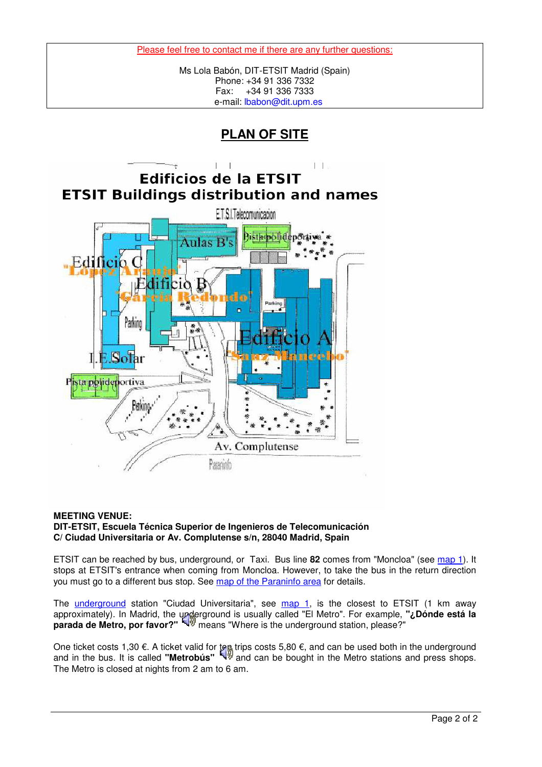Please feel free to contact me if there are any further questions:

Ms Lola Babón, DIT-ETSIT Madrid (Spain)
Phone: +34 91 336 7332
Fax: +34 91 336 7333
e-mail: lbabon@dit.upm.es

## PLAN OF SITE

Edificios de la ETSIT

ETSIT Buildings distribution and names

E.T.S.I.Telecomunicacion

Aulas B's

Pista polideportiva

Edificio C "López Araujo"

Edificio B "García Redondo"

Parking

Edificio A "Sanz Mancebo"

I.E.Solar

Pista polideportiva

Parking

Av. Complutense

Paraninfo

**MEETING VENUE:**
**DIT-ETSIT, Escuela Técnica Superior de Ingenieros de Telecomunicación**
**C/ Ciudad Universitaria or Av. Complutense s/n, 28040 Madrid, Spain**

ETSIT can be reached by bus, underground, or Taxi. Bus line **82** comes from "Moncloa" (see map 1). It stops at ETSIT's entrance when coming from Moncloa. However, to take the bus in the return direction you must go to a different bus stop. See map of the Paraninfo area for details.

The underground station "Ciudad Universitaria", see map 1, is the closest to ETSIT (1 km away approximately). In Madrid, the underground is usually called "El Metro". For example, **"¿Dónde está la parada de Metro, por favor?"** means "Where is the underground station, please?"

One ticket costs 1,30 €. A ticket valid for ten trips costs 5,80 €, and can be used both in the underground and in the bus. It is called **"Metrobús"** and can be bought in the Metro stations and press shops. The Metro is closed at nights from 2 am to 6 am.